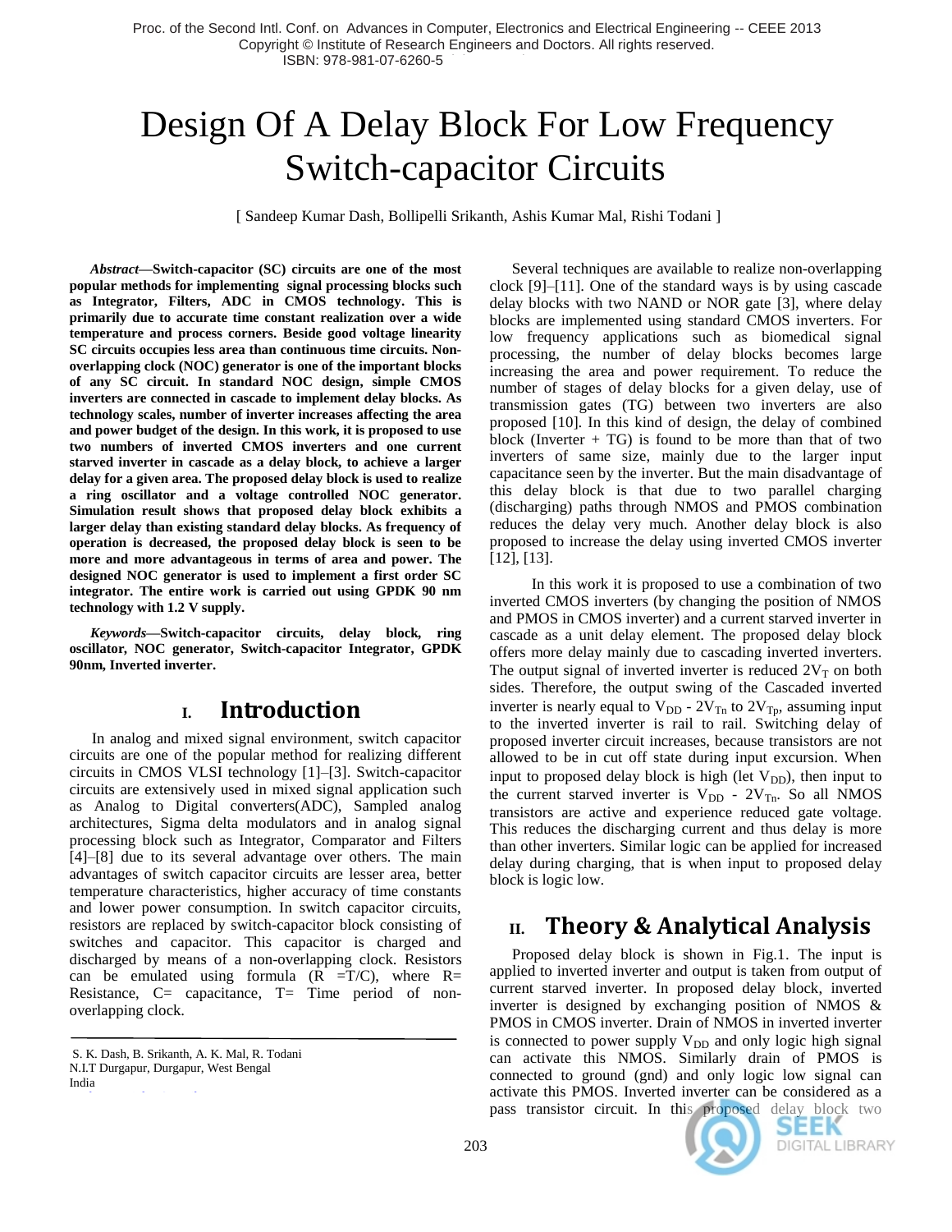# Design Of A Delay Block For Low Frequency Switch-capacitor Circuits

[ Sandeep Kumar Dash, Bollipelli Srikanth, Ashis Kumar Mal, Rishi Todani ]

***Abstract*—Switch-capacitor (SC) circuits are one of the most popular methods for implementing signal processing blocks such as Integrator, Filters, ADC in CMOS technology. This is primarily due to accurate time constant realization over a wide temperature and process corners. Beside good voltage linearity SC circuits occupies less area than continuous time circuits. Non-overlapping clock (NOC) generator is one of the important blocks of any SC circuit. In standard NOC design, simple CMOS inverters are connected in cascade to implement delay blocks. As technology scales, number of inverter increases affecting the area and power budget of the design. In this work, it is proposed to use two numbers of inverted CMOS inverters and one current starved inverter in cascade as a delay block, to achieve a larger delay for a given area. The proposed delay block is used to realize a ring oscillator and a voltage controlled NOC generator. Simulation result shows that proposed delay block exhibits a larger delay than existing standard delay blocks. As frequency of operation is decreased, the proposed delay block is seen to be more and more advantageous in terms of area and power. The designed NOC generator is used to implement a first order SC integrator. The entire work is carried out using GPDK 90 nm technology with 1.2 V supply.**

***Keywords*—Switch-capacitor circuits, delay block, ring oscillator, NOC generator, Switch-capacitor Integrator, GPDK 90nm, Inverted inverter.**

## I. Introduction

In analog and mixed signal environment, switch capacitor circuits are one of the popular method for realizing different circuits in CMOS VLSI technology [1]–[3]. Switch-capacitor circuits are extensively used in mixed signal application such as Analog to Digital converters(ADC), Sampled analog architectures, Sigma delta modulators and in analog signal processing block such as Integrator, Comparator and Filters [4]–[8] due to its several advantage over others. The main advantages of switch capacitor circuits are lesser area, better temperature characteristics, higher accuracy of time constants and lower power consumption. In switch capacitor circuits, resistors are replaced by switch-capacitor block consisting of switches and capacitor. This capacitor is charged and discharged by means of a non-overlapping clock. Resistors can be emulated using formula ($R = T/C$), where R= Resistance, C= capacitance, T= Time period of non-overlapping clock.

S. K. Dash, B. Srikanth, A. K. Mal, R. Todani
N.I.T Durgapur, Durgapur, West Bengal
India

Several techniques are available to realize non-overlapping clock [9]–[11]. One of the standard ways is by using cascade delay blocks with two NAND or NOR gate [3], where delay blocks are implemented using standard CMOS inverters. For low frequency applications such as biomedical signal processing, the number of delay blocks becomes large increasing the area and power requirement. To reduce the number of stages of delay blocks for a given delay, use of transmission gates (TG) between two inverters are also proposed [10]. In this kind of design, the delay of combined block (Inverter + TG) is found to be more than that of two inverters of same size, mainly due to the larger input capacitance seen by the inverter. But the main disadvantage of this delay block is that due to two parallel charging (discharging) paths through NMOS and PMOS combination reduces the delay very much. Another delay block is also proposed to increase the delay using inverted CMOS inverter [12], [13].

In this work it is proposed to use a combination of two inverted CMOS inverters (by changing the position of NMOS and PMOS in CMOS inverter) and a current starved inverter in cascade as a unit delay element. The proposed delay block offers more delay mainly due to cascading inverted inverters. The output signal of inverted inverter is reduced $2V_T$ on both sides. Therefore, the output swing of the Cascaded inverted inverter is nearly equal to $V_{DD} - 2V_{Tn}$ to $2V_{Tp}$, assuming input to the inverted inverter is rail to rail. Switching delay of proposed inverter circuit increases, because transistors are not allowed to be in cut off state during input excursion. When input to proposed delay block is high (let $V_{DD}$), then input to the current starved inverter is $V_{DD} - 2V_{Tn}$. So all NMOS transistors are active and experience reduced gate voltage. This reduces the discharging current and thus delay is more than other inverters. Similar logic can be applied for increased delay during charging, that is when input to proposed delay block is logic low.

## II. Theory & Analytical Analysis

Proposed delay block is shown in Fig.1. The input is applied to inverted inverter and output is taken from output of current starved inverter. In proposed delay block, inverted inverter is designed by exchanging position of NMOS & PMOS in CMOS inverter. Drain of NMOS in inverted inverter is connected to power supply $V_{DD}$ and only logic high signal can activate this NMOS. Similarly drain of PMOS is connected to ground (gnd) and only logic low signal can activate this PMOS. Inverted inverter can be considered as a pass transistor circuit. In this proposed delay block two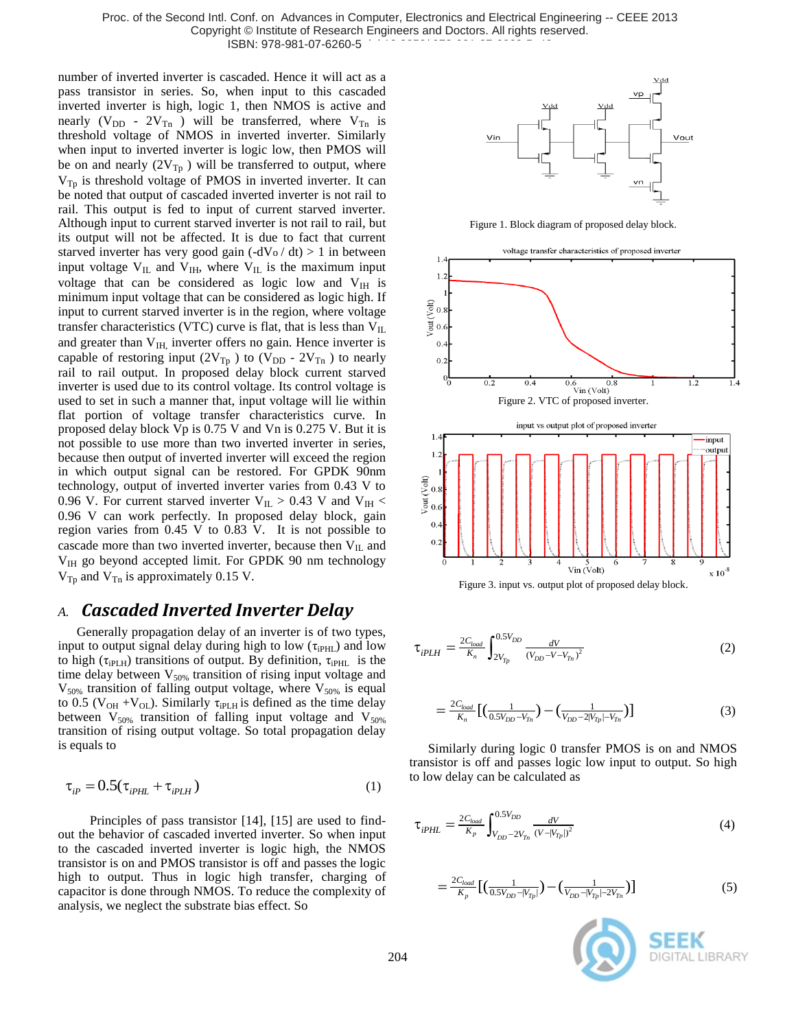number of inverted inverter is cascaded. Hence it will act as a pass transistor in series. So, when input to this cascaded inverted inverter is high, logic 1, then NMOS is active and nearly ($V_{DD}$ - $2V_{Tn}$ ) will be transferred, where $V_{Tn}$ is threshold voltage of NMOS in inverted inverter. Similarly when input to inverted inverter is logic low, then PMOS will be on and nearly ($2V_{Tp}$ ) will be transferred to output, where $V_{Tp}$ is threshold voltage of PMOS in inverted inverter. It can be noted that output of cascaded inverted inverter is not rail to rail. This output is fed to input of current starved inverter. Although input to current starved inverter is not rail to rail, but its output will not be affected. It is due to fact that current starved inverter has very good gain ($-dV_o / dt$) > 1 in between input voltage $V_{IL}$ and $V_{IH}$, where $V_{IL}$ is the maximum input voltage that can be considered as logic low and $V_{IH}$ is minimum input voltage that can be considered as logic high. If input to current starved inverter is in the region, where voltage transfer characteristics (VTC) curve is flat, that is less than $V_{IL}$ and greater than $V_{IH,}$ inverter offers no gain. Hence inverter is capable of restoring input ($2V_{Tp}$ ) to ($V_{DD}$ - $2V_{Tn}$ ) to nearly rail to rail output. In proposed delay block current starved inverter is used due to its control voltage. Its control voltage is used to set in such a manner that, input voltage will lie within flat portion of voltage transfer characteristics curve. In proposed delay block Vp is 0.75 V and Vn is 0.275 V. But it is not possible to use more than two inverted inverter in series, because then output of inverted inverter will exceed the region in which output signal can be restored. For GPDK 90nm technology, output of inverted inverter varies from 0.43 V to 0.96 V. For current starved inverter $V_{IL}$ > 0.43 V and $V_{IH}$ < 0.96 V can work perfectly. In proposed delay block, gain region varies from 0.45 V to 0.83 V. It is not possible to cascade more than two inverted inverter, because then $V_{IL}$ and $V_{IH}$ go beyond accepted limit. For GPDK 90 nm technology $V_{Tp}$ and $V_{Tn}$ is approximately 0.15 V.

### A. *Cascaded Inverted Inverter Delay*

Generally propagation delay of an inverter is of two types, input to output signal delay during high to low ($\tau_{iPHL}$) and low to high ($\tau_{iPLH}$) transitions of output. By definition, $\tau_{iPHL}$ is the time delay between $V_{50\%}$ transition of rising input voltage and $V_{50\%}$ transition of falling output voltage, where $V_{50\%}$ is equal to 0.5 ($V_{OH}$ +$V_{OL}$). Similarly $\tau_{iPLH}$ is defined as the time delay between $V_{50\%}$ transition of falling input voltage and $V_{50\%}$ transition of rising output voltage. So total propagation delay is equals to

$$\tau_{iP} = 0.5(\tau_{iPHL} + \tau_{iPLH}) \tag{1}$$

Principles of pass transistor [14], [15] are used to find-out the behavior of cascaded inverted inverter. So when input to the cascaded inverted inverter is logic high, the NMOS transistor is on and PMOS transistor is off and passes the logic high to output. Thus in logic high transfer, charging of capacitor is done through NMOS. To reduce the complexity of analysis, we neglect the substrate bias effect. So

Figure 1. Block diagram of proposed delay block.

Figure 2. VTC of proposed inverter.

Figure 3. input vs. output plot of proposed delay block.

$$\tau_{iPLH} = \frac{2C_{load}}{K_n}\int_{2V_{Tp}}^{0.5V_{DD}} \frac{dV}{(V_{DD}-V-V_{Tn})^2} \tag{2}$$

$$= \frac{2C_{load}}{K_n}\left[\left(\frac{1}{0.5V_{DD}-V_{Tn}}\right)-\left(\frac{1}{V_{DD}-2|V_{Tp}|-V_{Tn}}\right)\right] \tag{3}$$

Similarly during logic 0 transfer PMOS is on and NMOS transistor is off and passes logic low input to output. So high to low delay can be calculated as

$$\tau_{iPHL} = \frac{2C_{load}}{K_p}\int_{V_{DD}-2V_{Tn}}^{0.5V_{DD}} \frac{dV}{(V-|V_{Tp}|)^2} \tag{4}$$

$$= \frac{2C_{load}}{K_p}\left[\left(\frac{1}{0.5V_{DD}-|V_{Tp}|}\right)-\left(\frac{1}{V_{DD}-|V_{Tp}|-2V_{Tn}}\right)\right] \tag{5}$$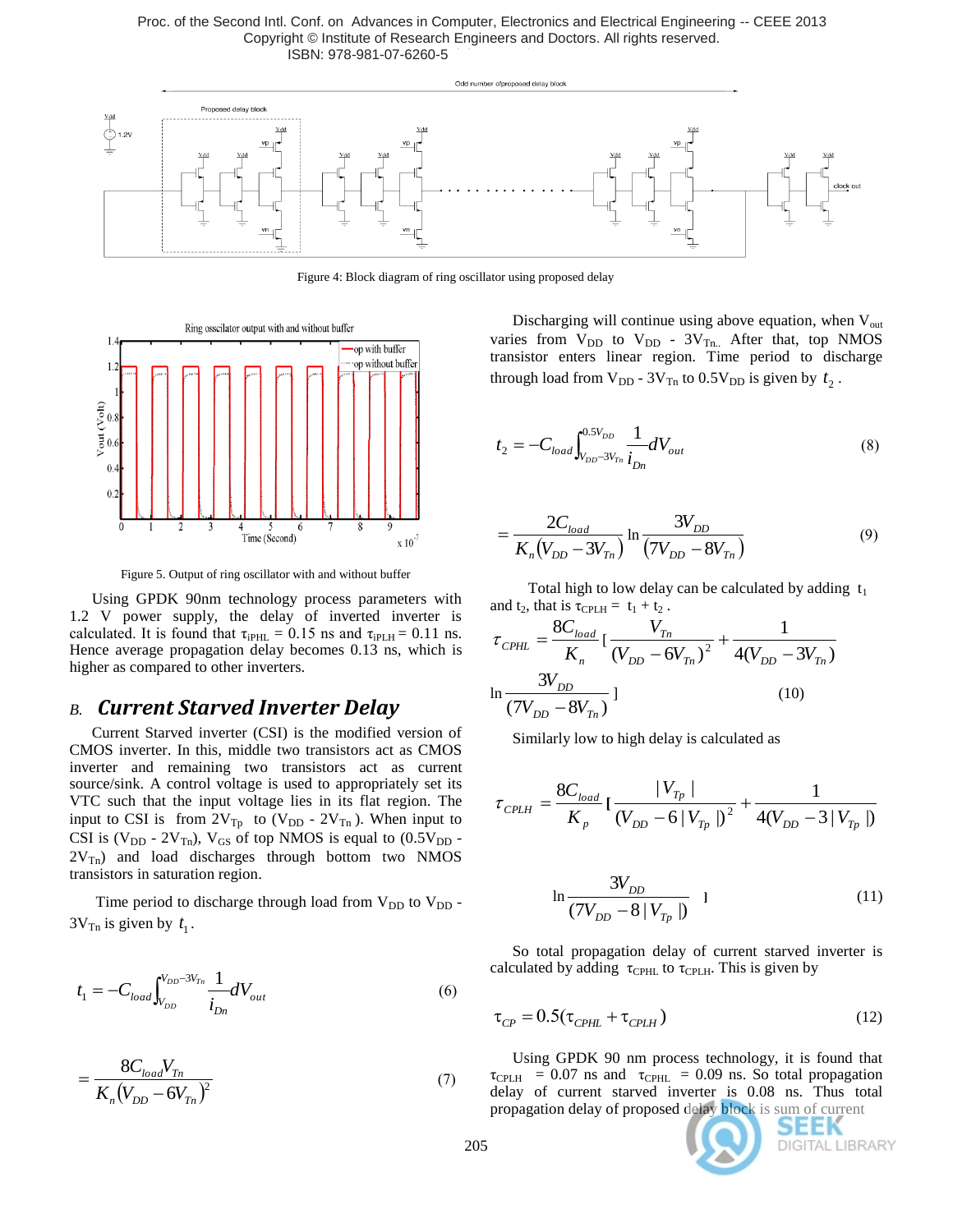Figure 4: Block diagram of ring oscillator using proposed delay

Figure 5. Output of ring oscillator with and without buffer

Using GPDK 90nm technology process parameters with 1.2 V power supply, the delay of inverted inverter is calculated. It is found that $\tau_{iPHL}$ = 0.15 ns and $\tau_{iPLH}$ = 0.11 ns. Hence average propagation delay becomes 0.13 ns, which is higher as compared to other inverters.

## B. *Current Starved Inverter Delay*

Current Starved inverter (CSI) is the modified version of CMOS inverter. In this, middle two transistors act as CMOS inverter and remaining two transistors act as current source/sink. A control voltage is used to appropriately set its VTC such that the input voltage lies in its flat region. The input to CSI is from $2V_{Tp}$ to ($V_{DD}$ - $2V_{Tn}$ ). When input to CSI is ($V_{DD}$ - $2V_{Tn}$), $V_{GS}$ of top NMOS is equal to ($0.5V_{DD}$ - $2V_{Tn}$) and load discharges through bottom two NMOS transistors in saturation region.

Time period to discharge through load from $V_{DD}$ to $V_{DD}$ - $3V_{Tn}$ is given by $t_1$.

$$t_1 = -C_{load} \int_{V_{DD}}^{V_{DD}-3V_{Tn}} \frac{1}{i_{Dn}} dV_{out} \tag{6}$$

$$= \frac{8C_{load}V_{Tn}}{K_n (V_{DD} - 6V_{Tn})^2} \tag{7}$$

Discharging will continue using above equation, when $V_{out}$ varies from $V_{DD}$ to $V_{DD}$ - $3V_{Tn}$. After that, top NMOS transistor enters linear region. Time period to discharge through load from $V_{DD}$ - $3V_{Tn}$ to $0.5V_{DD}$ is given by $t_2$.

$$t_2 = -C_{load} \int_{V_{DD}-3V_{Tn}}^{0.5V_{DD}} \frac{1}{i_{Dn}} dV_{out} \tag{8}$$

$$= \frac{2C_{load}}{K_n (V_{DD} - 3V_{Tn})} \ln \frac{3V_{DD}}{(7V_{DD} - 8V_{Tn})} \tag{9}$$

Total high to low delay can be calculated by adding $t_1$ and $t_2$, that is $\tau_{CPLH} = t_1 + t_2$ .

$$\tau_{CPHL} = \frac{8C_{load}}{K_n} [\frac{V_{Tn}}{(V_{DD} - 6V_{Tn})^2} + \frac{1}{4(V_{DD} - 3V_{Tn})} \ln \frac{3V_{DD}}{(7V_{DD} - 8V_{Tn})}] \tag{10}$$

Similarly low to high delay is calculated as

$$\tau_{CPLH} = \frac{8C_{load}}{K_p} [\frac{|V_{Tp}|}{(V_{DD} - 6|V_{Tp}|)^2} + \frac{1}{4(V_{DD} - 3|V_{Tp}|)} \ln \frac{3V_{DD}}{(7V_{DD} - 8|V_{Tp}|)}] \tag{11}$$

So total propagation delay of current starved inverter is calculated by adding $\tau_{CPHL}$ to $\tau_{CPLH}$. This is given by

$$\tau_{CP} = 0.5(\tau_{CPHL} + \tau_{CPLH}) \tag{12}$$

Using GPDK 90 nm process technology, it is found that $\tau_{CPLH}$ = 0.07 ns and $\tau_{CPHL}$ = 0.09 ns. So total propagation delay of current starved inverter is 0.08 ns. Thus total propagation delay of proposed delay block is sum of current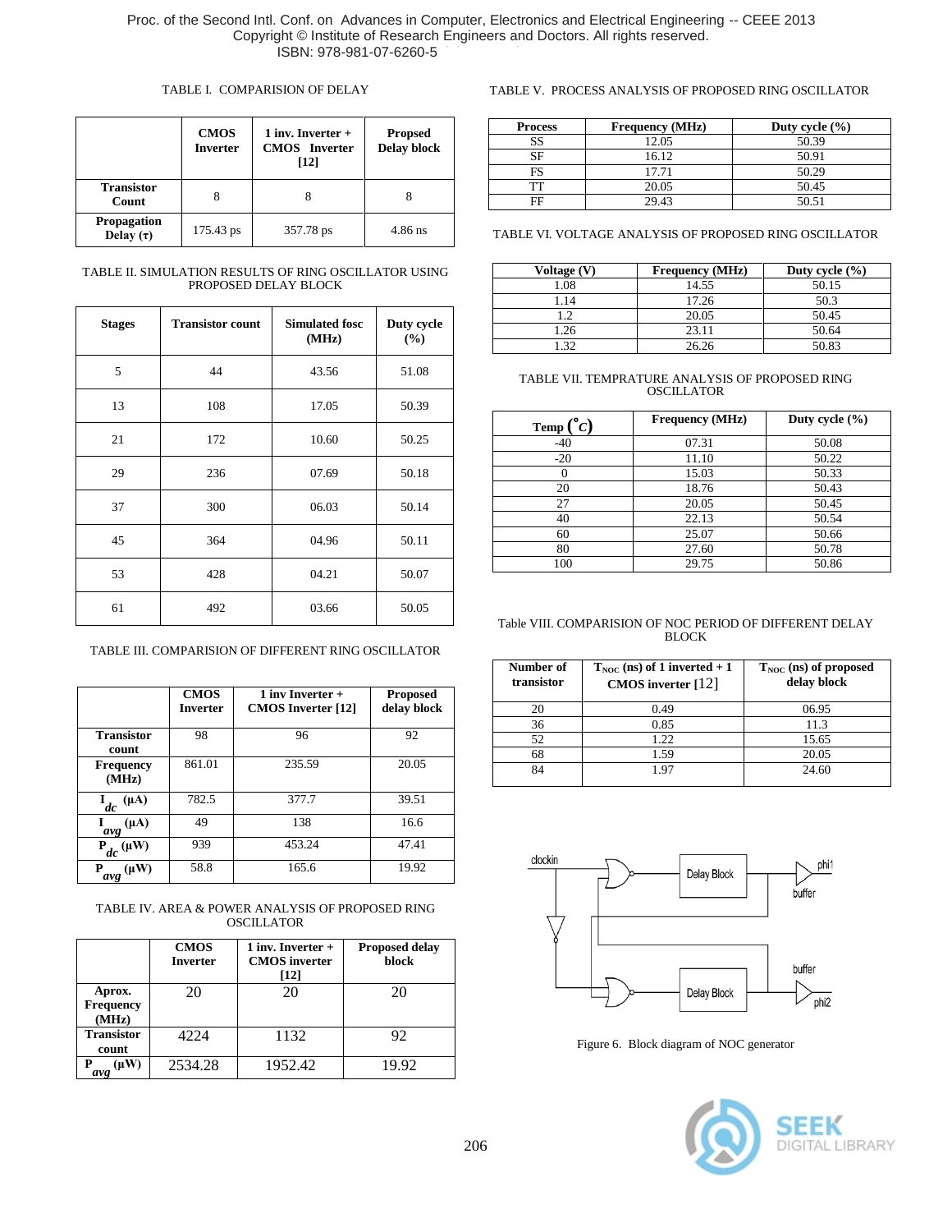TABLE I. COMPARISION OF DELAY

| | CMOS Inverter | 1 inv. Inverter + CMOS Inverter [12] | Propsed Delay block |
|---|---|---|---|
| Transistor Count | 8 | 8 | 8 |
| Propagation Delay (τ) | 175.43 ps | 357.78 ps | 4.86 ns |

TABLE II. SIMULATION RESULTS OF RING OSCILLATOR USING PROPOSED DELAY BLOCK

| Stages | Transistor count | Simulated fosc (MHz) | Duty cycle (%) |
|---|---|---|---|
| 5 | 44 | 43.56 | 51.08 |
| 13 | 108 | 17.05 | 50.39 |
| 21 | 172 | 10.60 | 50.25 |
| 29 | 236 | 07.69 | 50.18 |
| 37 | 300 | 06.03 | 50.14 |
| 45 | 364 | 04.96 | 50.11 |
| 53 | 428 | 04.21 | 50.07 |
| 61 | 492 | 03.66 | 50.05 |

TABLE III. COMPARISION OF DIFFERENT RING OSCILLATOR

| | CMOS Inverter | 1 inv Inverter + CMOS Inverter [12] | Proposed delay block |
|---|---|---|---|
| Transistor count | 98 | 96 | 92 |
| Frequency (MHz) | 861.01 | 235.59 | 20.05 |
| $I_{dc}$ (μA) | 782.5 | 377.7 | 39.51 |
| $I_{avg}$ (μA) | 49 | 138 | 16.6 |
| $P_{dc}$ (μW) | 939 | 453.24 | 47.41 |
| $P_{avg}$ (μW) | 58.8 | 165.6 | 19.92 |

TABLE IV. AREA & POWER ANALYSIS OF PROPOSED RING OSCILLATOR

| | CMOS Inverter | 1 inv. Inverter + CMOS inverter [12] | Proposed delay block |
|---|---|---|---|
| Aprox. Frequency (MHz) | 20 | 20 | 20 |
| Transistor count | 4224 | 1132 | 92 |
| $P_{avg}$ (μW) | 2534.28 | 1952.42 | 19.92 |

TABLE V. PROCESS ANALYSIS OF PROPOSED RING OSCILLATOR

| Process | Frequency (MHz) | Duty cycle (%) |
|---|---|---|
| SS | 12.05 | 50.39 |
| SF | 16.12 | 50.91 |
| FS | 17.71 | 50.29 |
| TT | 20.05 | 50.45 |
| FF | 29.43 | 50.51 |

TABLE VI. VOLTAGE ANALYSIS OF PROPOSED RING OSCILLATOR

| Voltage (V) | Frequency (MHz) | Duty cycle (%) |
|---|---|---|
| 1.08 | 14.55 | 50.15 |
| 1.14 | 17.26 | 50.3 |
| 1.2 | 20.05 | 50.45 |
| 1.26 | 23.11 | 50.64 |
| 1.32 | 26.26 | 50.83 |

TABLE VII. TEMPRATURE ANALYSIS OF PROPOSED RING OSCILLATOR

| Temp ($^{\circ}C$) | Frequency (MHz) | Duty cycle (%) |
|---|---|---|
| -40 | 07.31 | 50.08 |
| -20 | 11.10 | 50.22 |
| 0 | 15.03 | 50.33 |
| 20 | 18.76 | 50.43 |
| 27 | 20.05 | 50.45 |
| 40 | 22.13 | 50.54 |
| 60 | 25.07 | 50.66 |
| 80 | 27.60 | 50.78 |
| 100 | 29.75 | 50.86 |

Table VIII. COMPARISION OF NOC PERIOD OF DIFFERENT DELAY BLOCK

| Number of transistor | $T_{NOC}$ (ns) of 1 inverted + 1 CMOS inverter [12] | $T_{NOC}$ (ns) of proposed delay block |
|---|---|---|
| 20 | 0.49 | 06.95 |
| 36 | 0.85 | 11.3 |
| 52 | 1.22 | 15.65 |
| 68 | 1.59 | 20.05 |
| 84 | 1.97 | 24.60 |

Figure 6. Block diagram of NOC generator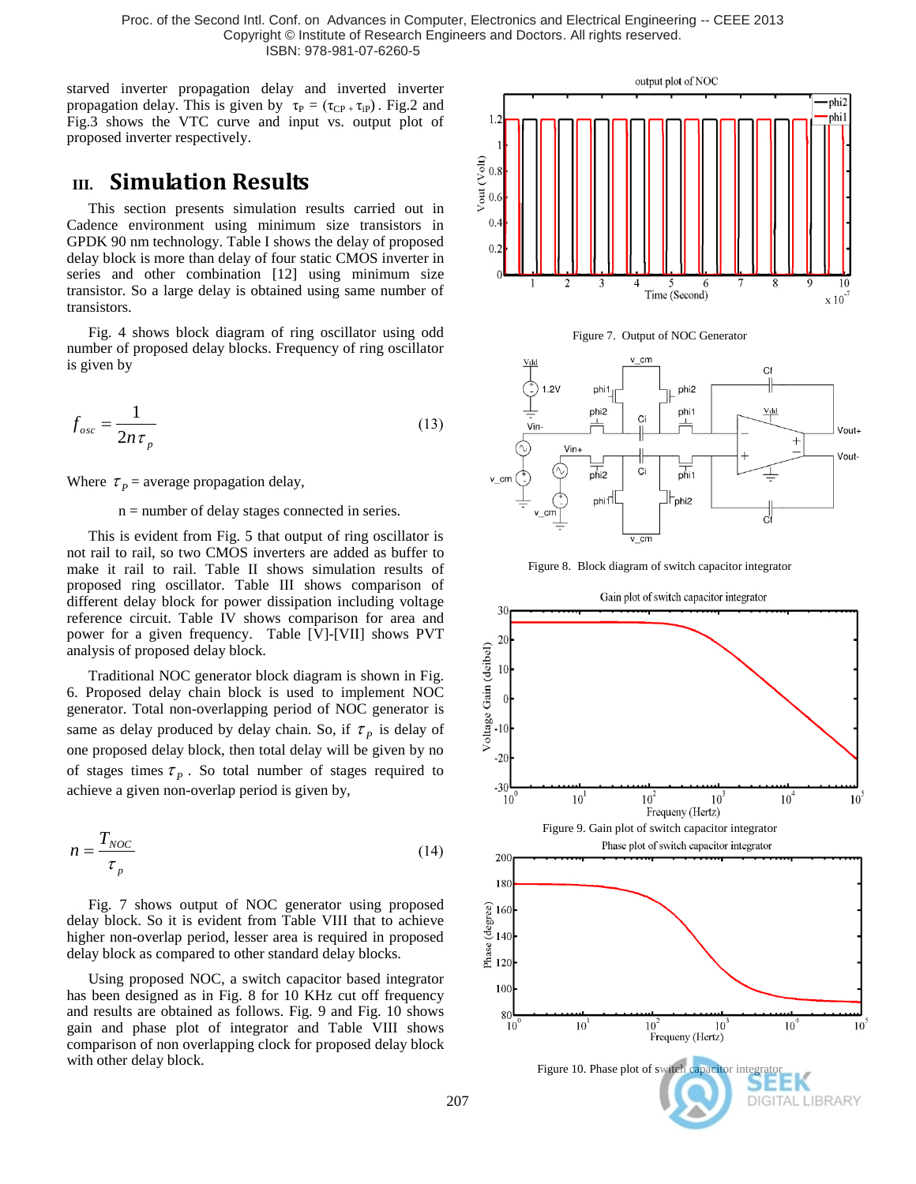starved inverter propagation delay and inverted inverter propagation delay. This is given by $\tau_P = (\tau_{CP} + \tau_{iP})$. Fig.2 and Fig.3 shows the VTC curve and input vs. output plot of proposed inverter respectively.

## III. Simulation Results

This section presents simulation results carried out in Cadence environment using minimum size transistors in GPDK 90 nm technology. Table I shows the delay of proposed delay block is more than delay of four static CMOS inverter in series and other combination [12] using minimum size transistor. So a large delay is obtained using same number of transistors.

Fig. 4 shows block diagram of ring oscillator using odd number of proposed delay blocks. Frequency of ring oscillator is given by

$$f_{osc} = \frac{1}{2n\tau_p} \tag{13}$$

Where $\tau_P$ = average propagation delay,

n = number of delay stages connected in series.

This is evident from Fig. 5 that output of ring oscillator is not rail to rail, so two CMOS inverters are added as buffer to make it rail to rail. Table II shows simulation results of proposed ring oscillator. Table III shows comparison of different delay block for power dissipation including voltage reference circuit. Table IV shows comparison for area and power for a given frequency. Table [V]-[VII] shows PVT analysis of proposed delay block.

Traditional NOC generator block diagram is shown in Fig. 6. Proposed delay chain block is used to implement NOC generator. Total non-overlapping period of NOC generator is same as delay produced by delay chain. So, if $\tau_P$ is delay of one proposed delay block, then total delay will be given by no of stages times $\tau_P$. So total number of stages required to achieve a given non-overlap period is given by,

$$n = \frac{T_{NOC}}{\tau_p} \tag{14}$$

Fig. 7 shows output of NOC generator using proposed delay block. So it is evident from Table VIII that to achieve higher non-overlap period, lesser area is required in proposed delay block as compared to other standard delay blocks.

Using proposed NOC, a switch capacitor based integrator has been designed as in Fig. 8 for 10 KHz cut off frequency and results are obtained as follows. Fig. 9 and Fig. 10 shows gain and phase plot of integrator and Table VIII shows comparison of non overlapping clock for proposed delay block with other delay block.

Figure 7. Output of NOC Generator

Figure 8. Block diagram of switch capacitor integrator

Figure 9. Gain plot of switch capacitor integrator

Figure 10. Phase plot of switch capacitor integrator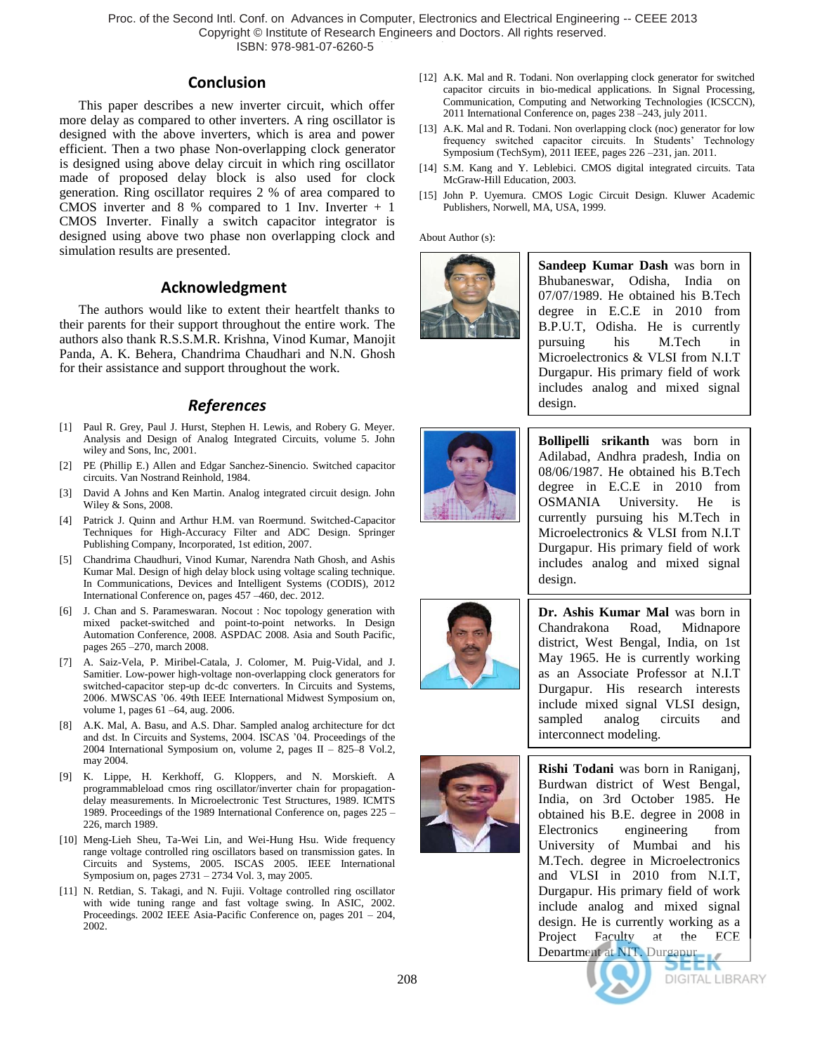## Conclusion

This paper describes a new inverter circuit, which offer more delay as compared to other inverters. A ring oscillator is designed with the above inverters, which is area and power efficient. Then a two phase Non-overlapping clock generator is designed using above delay circuit in which ring oscillator made of proposed delay block is also used for clock generation. Ring oscillator requires 2 % of area compared to CMOS inverter and 8 % compared to 1 Inv. Inverter + 1 CMOS Inverter. Finally a switch capacitor integrator is designed using above two phase non overlapping clock and simulation results are presented.

## Acknowledgment

The authors would like to extent their heartfelt thanks to their parents for their support throughout the entire work. The authors also thank R.S.S.M.R. Krishna, Vinod Kumar, Manojit Panda, A. K. Behera, Chandrima Chaudhari and N.N. Ghosh for their assistance and support throughout the work.

## *References*

[1] Paul R. Grey, Paul J. Hurst, Stephen H. Lewis, and Robery G. Meyer. Analysis and Design of Analog Integrated Circuits, volume 5. John wiley and Sons, Inc, 2001.

[2] PE (Phillip E.) Allen and Edgar Sanchez-Sinencio. Switched capacitor circuits. Van Nostrand Reinhold, 1984.

[3] David A Johns and Ken Martin. Analog integrated circuit design. John Wiley & Sons, 2008.

[4] Patrick J. Quinn and Arthur H.M. van Roermund. Switched-Capacitor Techniques for High-Accuracy Filter and ADC Design. Springer Publishing Company, Incorporated, 1st edition, 2007.

[5] Chandrima Chaudhuri, Vinod Kumar, Narendra Nath Ghosh, and Ashis Kumar Mal. Design of high delay block using voltage scaling technique. In Communications, Devices and Intelligent Systems (CODIS), 2012 International Conference on, pages 457 –460, dec. 2012.

[6] J. Chan and S. Parameswaran. Nocout : Noc topology generation with mixed packet-switched and point-to-point networks. In Design Automation Conference, 2008. ASPDAC 2008. Asia and South Pacific, pages 265 –270, march 2008.

[7] A. Saiz-Vela, P. Miribel-Catala, J. Colomer, M. Puig-Vidal, and J. Samitier. Low-power high-voltage non-overlapping clock generators for switched-capacitor step-up dc-dc converters. In Circuits and Systems, 2006. MWSCAS '06. 49th IEEE International Midwest Symposium on, volume 1, pages 61 –64, aug. 2006.

[8] A.K. Mal, A. Basu, and A.S. Dhar. Sampled analog architecture for dct and dst. In Circuits and Systems, 2004. ISCAS '04. Proceedings of the 2004 International Symposium on, volume 2, pages II – 825–8 Vol.2, may 2004.

[9] K. Lippe, H. Kerkhoff, G. Kloppers, and N. Morskieft. A programmableload cmos ring oscillator/inverter chain for propagation-delay measurements. In Microelectronic Test Structures, 1989. ICMTS 1989. Proceedings of the 1989 International Conference on, pages 225 – 226, march 1989.

[10] Meng-Lieh Sheu, Ta-Wei Lin, and Wei-Hung Hsu. Wide frequency range voltage controlled ring oscillators based on transmission gates. In Circuits and Systems, 2005. ISCAS 2005. IEEE International Symposium on, pages 2731 – 2734 Vol. 3, may 2005.

[11] N. Retdian, S. Takagi, and N. Fujii. Voltage controlled ring oscillator with wide tuning range and fast voltage swing. In ASIC, 2002. Proceedings. 2002 IEEE Asia-Pacific Conference on, pages 201 – 204, 2002.

[12] A.K. Mal and R. Todani. Non overlapping clock generator for switched capacitor circuits in bio-medical applications. In Signal Processing, Communication, Computing and Networking Technologies (ICSCCN), 2011 International Conference on, pages 238 –243, july 2011.

[13] A.K. Mal and R. Todani. Non overlapping clock (noc) generator for low frequency switched capacitor circuits. In Students' Technology Symposium (TechSym), 2011 IEEE, pages 226 –231, jan. 2011.

[14] S.M. Kang and Y. Leblebici. CMOS digital integrated circuits. Tata McGraw-Hill Education, 2003.

[15] John P. Uyemura. CMOS Logic Circuit Design. Kluwer Academic Publishers, Norwell, MA, USA, 1999.

About Author (s):

**Sandeep Kumar Dash** was born in Bhubaneswar, Odisha, India on 07/07/1989. He obtained his B.Tech degree in E.C.E in 2010 from B.P.U.T, Odisha. He is currently pursuing his M.Tech in Microelectronics & VLSI from N.I.T Durgapur. His primary field of work includes analog and mixed signal design.

**Bollipelli srikanth** was born in Adilabad, Andhra pradesh, India on 08/06/1987. He obtained his B.Tech degree in E.C.E in 2010 from OSMANIA University. He is currently pursuing his M.Tech in Microelectronics & VLSI from N.I.T Durgapur. His primary field of work includes analog and mixed signal design.

**Dr. Ashis Kumar Mal** was born in Chandrakona Road, Midnapore district, West Bengal, India, on 1st May 1965. He is currently working as an Associate Professor at N.I.T Durgapur. His research interests include mixed signal VLSI design, sampled analog circuits and interconnect modeling.

**Rishi Todani** was born in Raniganj, Burdwan district of West Bengal, India, on 3rd October 1985. He obtained his B.E. degree in 2008 in Electronics engineering from University of Mumbai and his M.Tech. degree in Microelectronics and VLSI in 2010 from N.I.T, Durgapur. His primary field of work include analog and mixed signal design. He is currently working as a Project Faculty at the ECE Department at NIT, Durgapur.